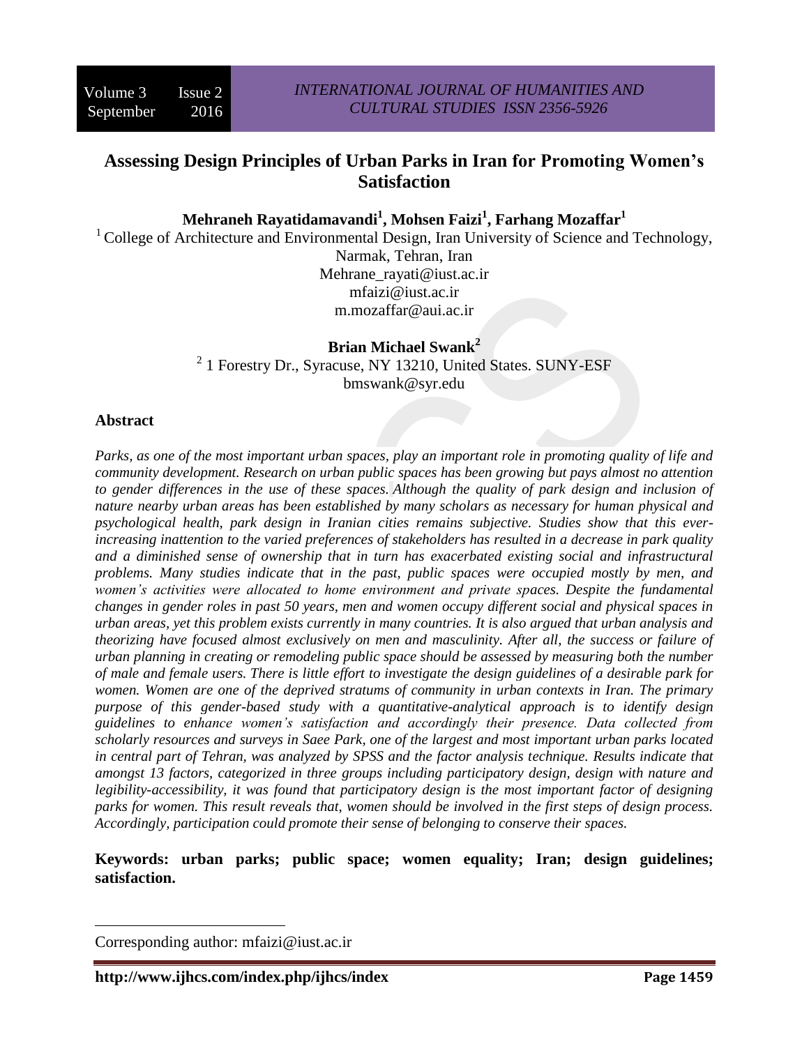# Assessing Design Principles of Urban Parks in Iran for Promoting Women's Satisfaction

**Mehraneh Rayatidamavandi[1], Mohsen Faizi[1], Farhang Mozaffar[1]**

[1] College of Architecture and Environmental Design, Iran University of Science and Technology, Narmak, Tehran, Iran
Mehrane_rayati@iust.ac.ir
mfaizi@iust.ac.ir
m.mozaffar@aui.ac.ir

**Brian Michael Swank[2]**

[2] 1 Forestry Dr., Syracuse, NY 13210, United States. SUNY-ESF
bmswank@syr.edu

## Abstract

*Parks, as one of the most important urban spaces, play an important role in promoting quality of life and community development. Research on urban public spaces has been growing but pays almost no attention to gender differences in the use of these spaces. Although the quality of park design and inclusion of nature nearby urban areas has been established by many scholars as necessary for human physical and psychological health, park design in Iranian cities remains subjective. Studies show that this ever-increasing inattention to the varied preferences of stakeholders has resulted in a decrease in park quality and a diminished sense of ownership that in turn has exacerbated existing social and infrastructural problems. Many studies indicate that in the past, public spaces were occupied mostly by men, and women's activities were allocated to home environment and private spaces. Despite the fundamental changes in gender roles in past 50 years, men and women occupy different social and physical spaces in urban areas, yet this problem exists currently in many countries. It is also argued that urban analysis and theorizing have focused almost exclusively on men and masculinity. After all, the success or failure of urban planning in creating or remodeling public space should be assessed by measuring both the number of male and female users. There is little effort to investigate the design guidelines of a desirable park for women. Women are one of the deprived stratums of community in urban contexts in Iran. The primary purpose of this gender-based study with a quantitative-analytical approach is to identify design guidelines to enhance women's satisfaction and accordingly their presence. Data collected from scholarly resources and surveys in Saee Park, one of the largest and most important urban parks located in central part of Tehran, was analyzed by SPSS and the factor analysis technique. Results indicate that amongst 13 factors, categorized in three groups including participatory design, design with nature and legibility-accessibility, it was found that participatory design is the most important factor of designing parks for women. This result reveals that, women should be involved in the first steps of design process. Accordingly, participation could promote their sense of belonging to conserve their spaces.*

**Keywords: urban parks; public space; women equality; Iran; design guidelines; satisfaction.**

---

Corresponding author: mfaizi@iust.ac.ir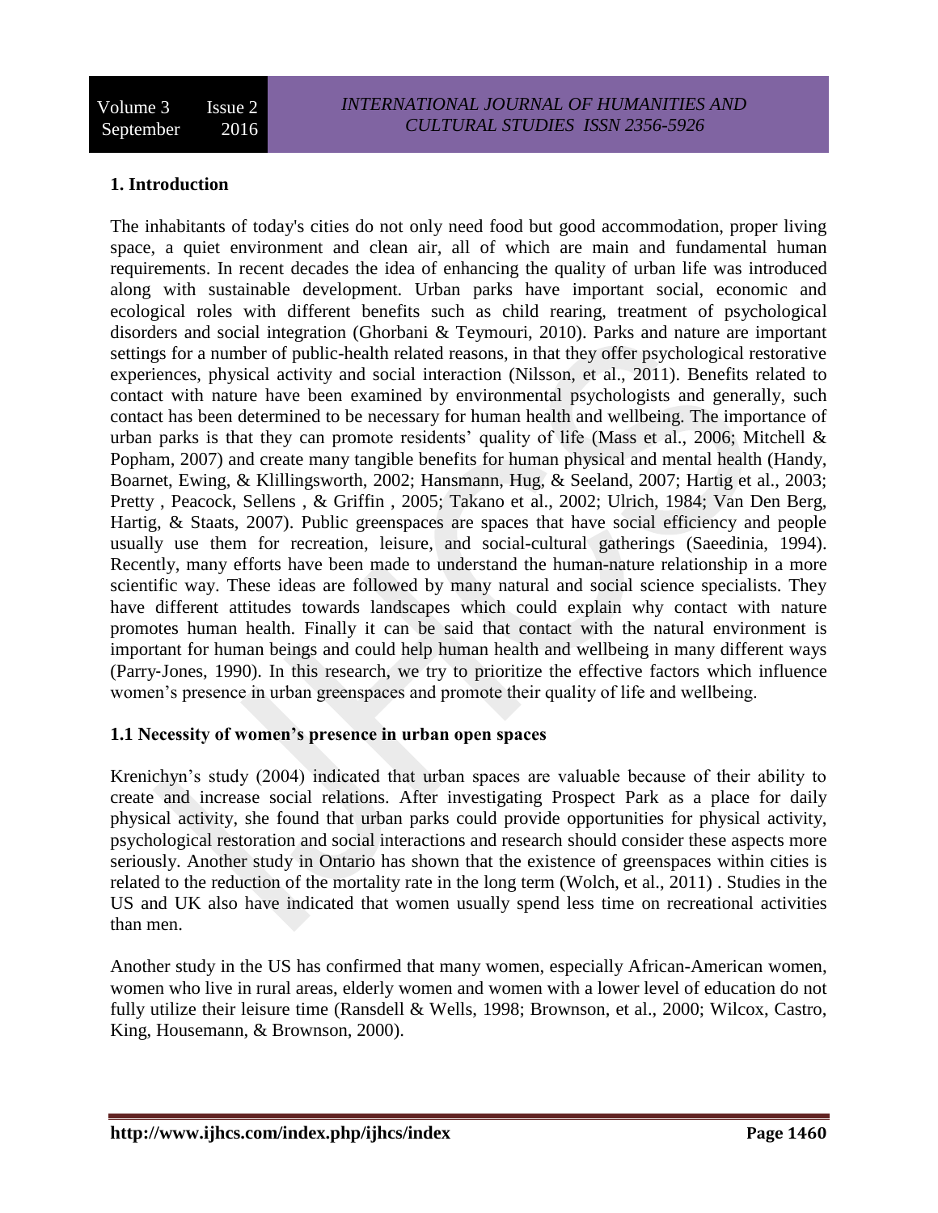## 1. Introduction

The inhabitants of today's cities do not only need food but good accommodation, proper living space, a quiet environment and clean air, all of which are main and fundamental human requirements. In recent decades the idea of enhancing the quality of urban life was introduced along with sustainable development. Urban parks have important social, economic and ecological roles with different benefits such as child rearing, treatment of psychological disorders and social integration (Ghorbani & Teymouri, 2010). Parks and nature are important settings for a number of public-health related reasons, in that they offer psychological restorative experiences, physical activity and social interaction (Nilsson, et al., 2011). Benefits related to contact with nature have been examined by environmental psychologists and generally, such contact has been determined to be necessary for human health and wellbeing. The importance of urban parks is that they can promote residents' quality of life (Mass et al., 2006; Mitchell & Popham, 2007) and create many tangible benefits for human physical and mental health (Handy, Boarnet, Ewing, & Klillingsworth, 2002; Hansmann, Hug, & Seeland, 2007; Hartig et al., 2003; Pretty , Peacock, Sellens , & Griffin , 2005; Takano et al., 2002; Ulrich, 1984; Van Den Berg, Hartig, & Staats, 2007). Public greenspaces are spaces that have social efficiency and people usually use them for recreation, leisure, and social-cultural gatherings (Saeedinia, 1994). Recently, many efforts have been made to understand the human-nature relationship in a more scientific way. These ideas are followed by many natural and social science specialists. They have different attitudes towards landscapes which could explain why contact with nature promotes human health. Finally it can be said that contact with the natural environment is important for human beings and could help human health and wellbeing in many different ways (Parry-Jones, 1990). In this research, we try to prioritize the effective factors which influence women's presence in urban greenspaces and promote their quality of life and wellbeing.

### 1.1 Necessity of women's presence in urban open spaces

Krenichyn's study (2004) indicated that urban spaces are valuable because of their ability to create and increase social relations. After investigating Prospect Park as a place for daily physical activity, she found that urban parks could provide opportunities for physical activity, psychological restoration and social interactions and research should consider these aspects more seriously. Another study in Ontario has shown that the existence of greenspaces within cities is related to the reduction of the mortality rate in the long term (Wolch, et al., 2011) . Studies in the US and UK also have indicated that women usually spend less time on recreational activities than men.

Another study in the US has confirmed that many women, especially African-American women, women who live in rural areas, elderly women and women with a lower level of education do not fully utilize their leisure time (Ransdell & Wells, 1998; Brownson, et al., 2000; Wilcox, Castro, King, Housemann, & Brownson, 2000).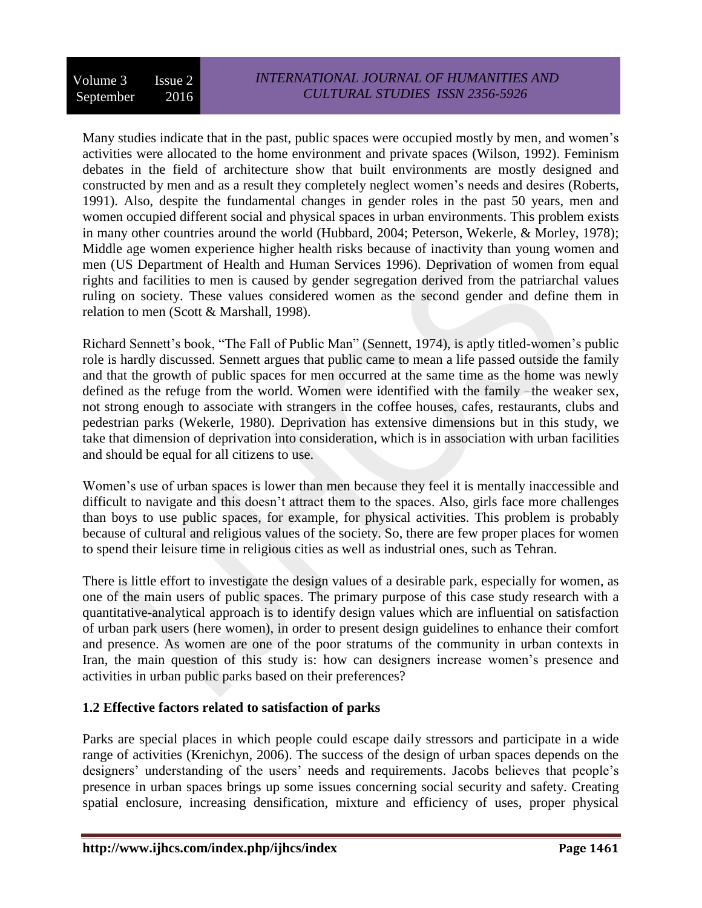Many studies indicate that in the past, public spaces were occupied mostly by men, and women's activities were allocated to the home environment and private spaces (Wilson, 1992). Feminism debates in the field of architecture show that built environments are mostly designed and constructed by men and as a result they completely neglect women's needs and desires (Roberts, 1991). Also, despite the fundamental changes in gender roles in the past 50 years, men and women occupied different social and physical spaces in urban environments. This problem exists in many other countries around the world (Hubbard, 2004; Peterson, Wekerle, & Morley, 1978); Middle age women experience higher health risks because of inactivity than young women and men (US Department of Health and Human Services 1996). Deprivation of women from equal rights and facilities to men is caused by gender segregation derived from the patriarchal values ruling on society. These values considered women as the second gender and define them in relation to men (Scott & Marshall, 1998).

Richard Sennett's book, "The Fall of Public Man" (Sennett, 1974), is aptly titled-women's public role is hardly discussed. Sennett argues that public came to mean a life passed outside the family and that the growth of public spaces for men occurred at the same time as the home was newly defined as the refuge from the world. Women were identified with the family –the weaker sex, not strong enough to associate with strangers in the coffee houses, cafes, restaurants, clubs and pedestrian parks (Wekerle, 1980). Deprivation has extensive dimensions but in this study, we take that dimension of deprivation into consideration, which is in association with urban facilities and should be equal for all citizens to use.

Women's use of urban spaces is lower than men because they feel it is mentally inaccessible and difficult to navigate and this doesn't attract them to the spaces. Also, girls face more challenges than boys to use public spaces, for example, for physical activities. This problem is probably because of cultural and religious values of the society. So, there are few proper places for women to spend their leisure time in religious cities as well as industrial ones, such as Tehran.

There is little effort to investigate the design values of a desirable park, especially for women, as one of the main users of public spaces. The primary purpose of this case study research with a quantitative-analytical approach is to identify design values which are influential on satisfaction of urban park users (here women), in order to present design guidelines to enhance their comfort and presence. As women are one of the poor stratums of the community in urban contexts in Iran, the main question of this study is: how can designers increase women's presence and activities in urban public parks based on their preferences?

### 1.2 Effective factors related to satisfaction of parks

Parks are special places in which people could escape daily stressors and participate in a wide range of activities (Krenichyn, 2006). The success of the design of urban spaces depends on the designers' understanding of the users' needs and requirements. Jacobs believes that people's presence in urban spaces brings up some issues concerning social security and safety. Creating spatial enclosure, increasing densification, mixture and efficiency of uses, proper physical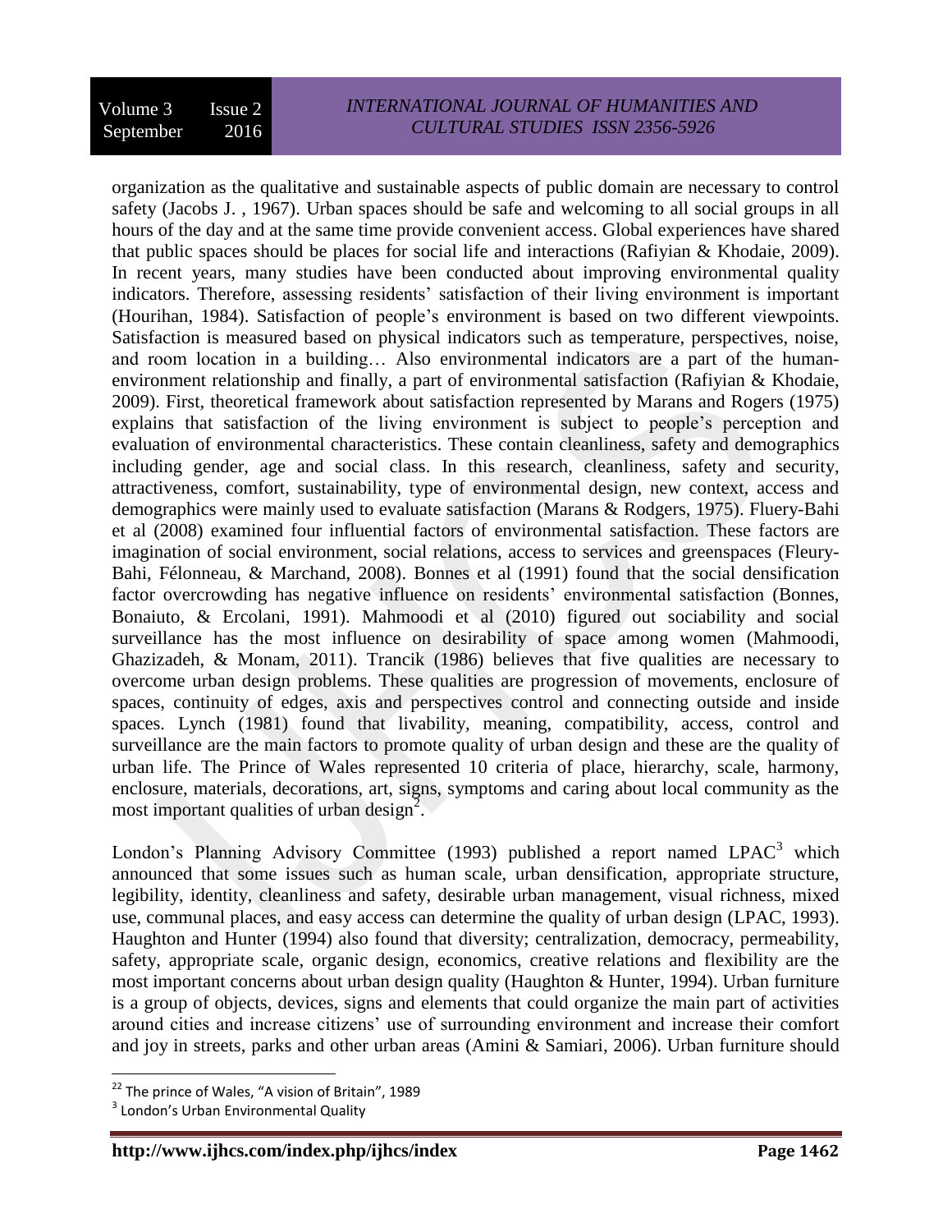organization as the qualitative and sustainable aspects of public domain are necessary to control safety (Jacobs J. , 1967). Urban spaces should be safe and welcoming to all social groups in all hours of the day and at the same time provide convenient access. Global experiences have shared that public spaces should be places for social life and interactions (Rafiyian & Khodaie, 2009). In recent years, many studies have been conducted about improving environmental quality indicators. Therefore, assessing residents' satisfaction of their living environment is important (Hourihan, 1984). Satisfaction of people's environment is based on two different viewpoints. Satisfaction is measured based on physical indicators such as temperature, perspectives, noise, and room location in a building… Also environmental indicators are a part of the human-environment relationship and finally, a part of environmental satisfaction (Rafiyian & Khodaie, 2009). First, theoretical framework about satisfaction represented by Marans and Rogers (1975) explains that satisfaction of the living environment is subject to people's perception and evaluation of environmental characteristics. These contain cleanliness, safety and demographics including gender, age and social class. In this research, cleanliness, safety and security, attractiveness, comfort, sustainability, type of environmental design, new context, access and demographics were mainly used to evaluate satisfaction (Marans & Rodgers, 1975). Fluery-Bahi et al (2008) examined four influential factors of environmental satisfaction. These factors are imagination of social environment, social relations, access to services and greenspaces (Fleury-Bahi, Félonneau, & Marchand, 2008). Bonnes et al (1991) found that the social densification factor overcrowding has negative influence on residents' environmental satisfaction (Bonnes, Bonaiuto, & Ercolani, 1991). Mahmoodi et al (2010) figured out sociability and social surveillance has the most influence on desirability of space among women (Mahmoodi, Ghazizadeh, & Monam, 2011). Trancik (1986) believes that five qualities are necessary to overcome urban design problems. These qualities are progression of movements, enclosure of spaces, continuity of edges, axis and perspectives control and connecting outside and inside spaces. Lynch (1981) found that livability, meaning, compatibility, access, control and surveillance are the main factors to promote quality of urban design and these are the quality of urban life. The Prince of Wales represented 10 criteria of place, hierarchy, scale, harmony, enclosure, materials, decorations, art, signs, symptoms and caring about local community as the most important qualities of urban design[2].

London's Planning Advisory Committee (1993) published a report named LPAC[3] which announced that some issues such as human scale, urban densification, appropriate structure, legibility, identity, cleanliness and safety, desirable urban management, visual richness, mixed use, communal places, and easy access can determine the quality of urban design (LPAC, 1993). Haughton and Hunter (1994) also found that diversity; centralization, democracy, permeability, safety, appropriate scale, organic design, economics, creative relations and flexibility are the most important concerns about urban design quality (Haughton & Hunter, 1994). Urban furniture is a group of objects, devices, signs and elements that could organize the main part of activities around cities and increase citizens' use of surrounding environment and increase their comfort and joy in streets, parks and other urban areas (Amini & Samiari, 2006). Urban furniture should

---

[22] The prince of Wales, "A vision of Britain", 1989

[3] London's Urban Environmental Quality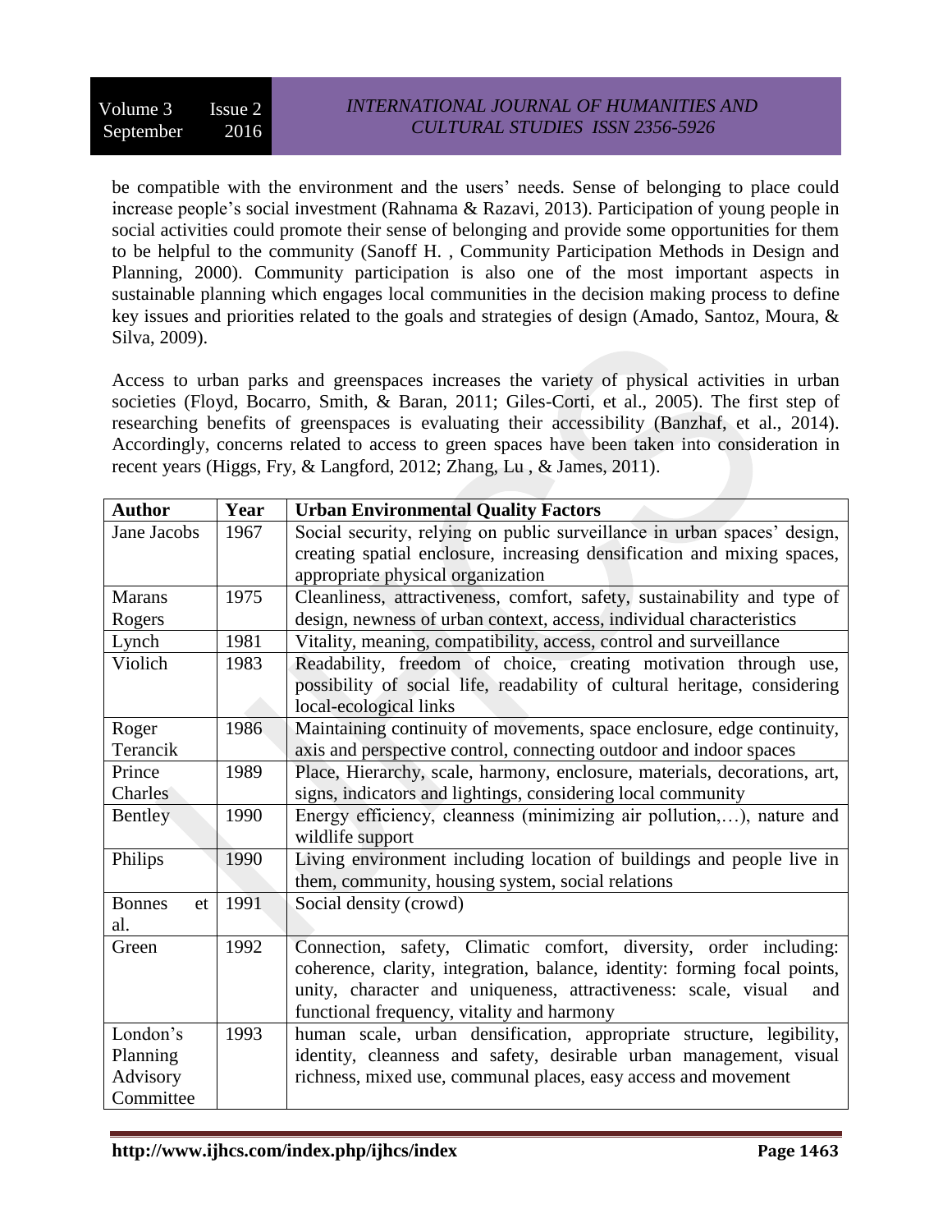be compatible with the environment and the users' needs. Sense of belonging to place could increase people's social investment (Rahnama & Razavi, 2013). Participation of young people in social activities could promote their sense of belonging and provide some opportunities for them to be helpful to the community (Sanoff H. , Community Participation Methods in Design and Planning, 2000). Community participation is also one of the most important aspects in sustainable planning which engages local communities in the decision making process to define key issues and priorities related to the goals and strategies of design (Amado, Santoz, Moura, & Silva, 2009).

Access to urban parks and greenspaces increases the variety of physical activities in urban societies (Floyd, Bocarro, Smith, & Baran, 2011; Giles-Corti, et al., 2005). The first step of researching benefits of greenspaces is evaluating their accessibility (Banzhaf, et al., 2014). Accordingly, concerns related to access to green spaces have been taken into consideration in recent years (Higgs, Fry, & Langford, 2012; Zhang, Lu , & James, 2011).

| Author | Year | Urban Environmental Quality Factors |
|---|---|---|
| Jane Jacobs | 1967 | Social security, relying on public surveillance in urban spaces' design, creating spatial enclosure, increasing densification and mixing spaces, appropriate physical organization |
| Marans Rogers | 1975 | Cleanliness, attractiveness, comfort, safety, sustainability and type of design, newness of urban context, access, individual characteristics |
| Lynch | 1981 | Vitality, meaning, compatibility, access, control and surveillance |
| Violich | 1983 | Readability, freedom of choice, creating motivation through use, possibility of social life, readability of cultural heritage, considering local-ecological links |
| Roger Terancik | 1986 | Maintaining continuity of movements, space enclosure, edge continuity, axis and perspective control, connecting outdoor and indoor spaces |
| Prince Charles | 1989 | Place, Hierarchy, scale, harmony, enclosure, materials, decorations, art, signs, indicators and lightings, considering local community |
| Bentley | 1990 | Energy efficiency, cleanness (minimizing air pollution,…), nature and wildlife support |
| Philips | 1990 | Living environment including location of buildings and people live in them, community, housing system, social relations |
| Bonnes et al. | 1991 | Social density (crowd) |
| Green | 1992 | Connection, safety, Climatic comfort, diversity, order including: coherence, clarity, integration, balance, identity: forming focal points, unity, character and uniqueness, attractiveness: scale, visual and functional frequency, vitality and harmony |
| London's Planning Advisory Committee | 1993 | human scale, urban densification, appropriate structure, legibility, identity, cleanness and safety, desirable urban management, visual richness, mixed use, communal places, easy access and movement |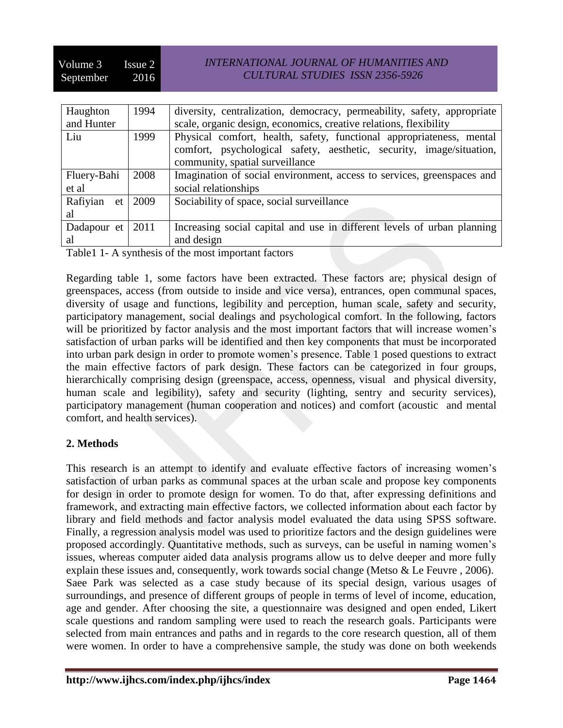| Haughton and Hunter | 1994 | diversity, centralization, democracy, permeability, safety, appropriate scale, organic design, economics, creative relations, flexibility |
|---|---|---|
| Liu | 1999 | Physical comfort, health, safety, functional appropriateness, mental comfort, psychological safety, aesthetic, security, image/situation, community, spatial surveillance |
| Fluery-Bahi et al | 2008 | Imagination of social environment, access to services, greenspaces and social relationships |
| Rafiyian et al | 2009 | Sociability of space, social surveillance |
| Dadapour et al | 2011 | Increasing social capital and use in different levels of urban planning and design |

Table1 1- A synthesis of the most important factors

Regarding table 1, some factors have been extracted. These factors are; physical design of greenspaces, access (from outside to inside and vice versa), entrances, open communal spaces, diversity of usage and functions, legibility and perception, human scale, safety and security, participatory management, social dealings and psychological comfort. In the following, factors will be prioritized by factor analysis and the most important factors that will increase women's satisfaction of urban parks will be identified and then key components that must be incorporated into urban park design in order to promote women's presence. Table 1 posed questions to extract the main effective factors of park design. These factors can be categorized in four groups, hierarchically comprising design (greenspace, access, openness, visual and physical diversity, human scale and legibility), safety and security (lighting, sentry and security services), participatory management (human cooperation and notices) and comfort (acoustic and mental comfort, and health services).

## 2. Methods

This research is an attempt to identify and evaluate effective factors of increasing women's satisfaction of urban parks as communal spaces at the urban scale and propose key components for design in order to promote design for women. To do that, after expressing definitions and framework, and extracting main effective factors, we collected information about each factor by library and field methods and factor analysis model evaluated the data using SPSS software. Finally, a regression analysis model was used to prioritize factors and the design guidelines were proposed accordingly. Quantitative methods, such as surveys, can be useful in naming women's issues, whereas computer aided data analysis programs allow us to delve deeper and more fully explain these issues and, consequently, work towards social change (Metso & Le Feuvre , 2006).
Saee Park was selected as a case study because of its special design, various usages of surroundings, and presence of different groups of people in terms of level of income, education, age and gender. After choosing the site, a questionnaire was designed and open ended, Likert scale questions and random sampling were used to reach the research goals. Participants were selected from main entrances and paths and in regards to the core research question, all of them were women. In order to have a comprehensive sample, the study was done on both weekends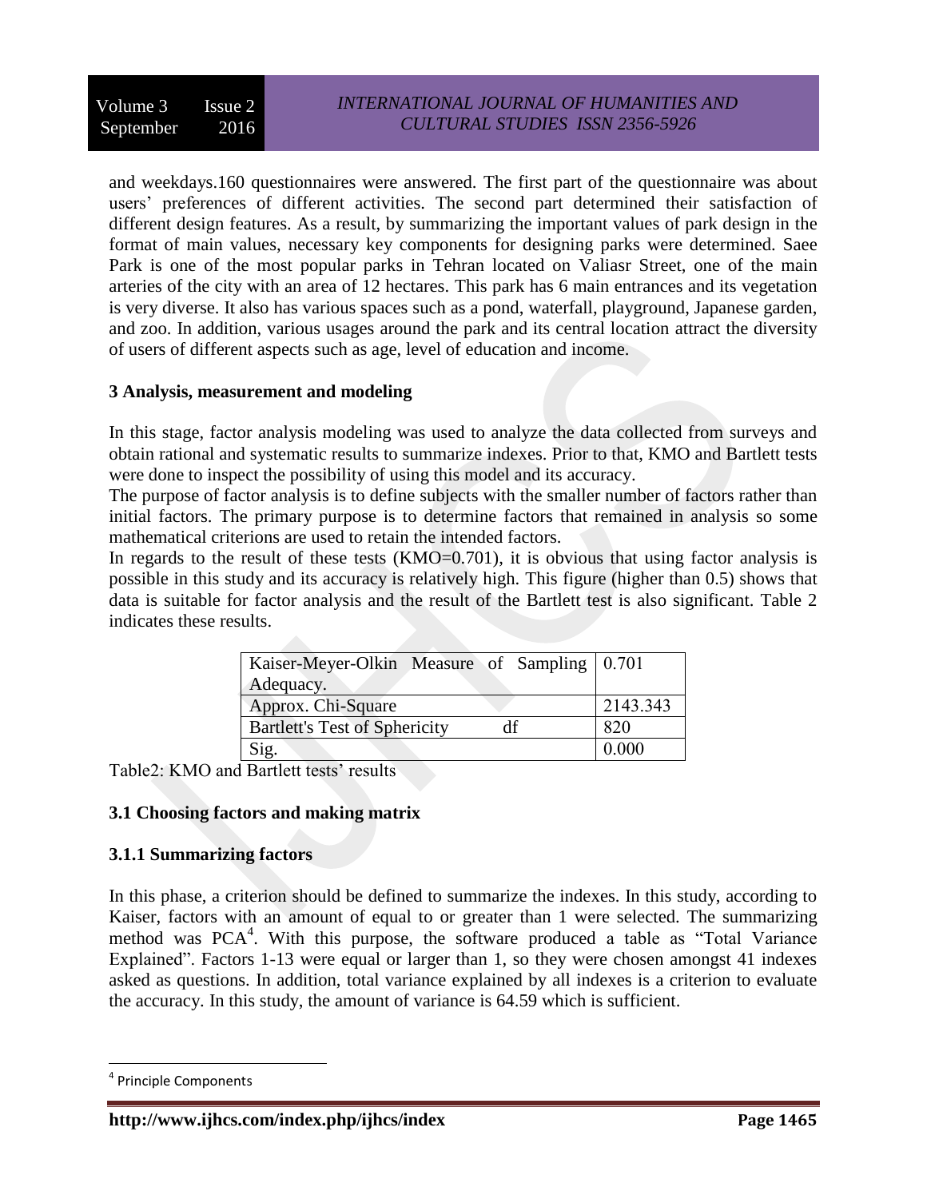and weekdays.160 questionnaires were answered. The first part of the questionnaire was about users' preferences of different activities. The second part determined their satisfaction of different design features. As a result, by summarizing the important values of park design in the format of main values, necessary key components for designing parks were determined. Saee Park is one of the most popular parks in Tehran located on Valiasr Street, one of the main arteries of the city with an area of 12 hectares. This park has 6 main entrances and its vegetation is very diverse. It also has various spaces such as a pond, waterfall, playground, Japanese garden, and zoo. In addition, various usages around the park and its central location attract the diversity of users of different aspects such as age, level of education and income.

### 3 Analysis, measurement and modeling

In this stage, factor analysis modeling was used to analyze the data collected from surveys and obtain rational and systematic results to summarize indexes. Prior to that, KMO and Bartlett tests were done to inspect the possibility of using this model and its accuracy.

The purpose of factor analysis is to define subjects with the smaller number of factors rather than initial factors. The primary purpose is to determine factors that remained in analysis so some mathematical criterions are used to retain the intended factors.

In regards to the result of these tests (KMO=0.701), it is obvious that using factor analysis is possible in this study and its accuracy is relatively high. This figure (higher than 0.5) shows that data is suitable for factor analysis and the result of the Bartlett test is also significant. Table 2 indicates these results.

| | | |
|---|---|---|
| Kaiser-Meyer-Olkin Measure of Sampling Adequacy. | | 0.701 |
| Bartlett's Test of Sphericity | Approx. Chi-Square | 2143.343 |
| | df | 820 |
| | Sig. | 0.000 |

Table2: KMO and Bartlett tests' results

### 3.1 Choosing factors and making matrix

#### 3.1.1 Summarizing factors

In this phase, a criterion should be defined to summarize the indexes. In this study, according to Kaiser, factors with an amount of equal to or greater than 1 were selected. The summarizing method was PCA[4]. With this purpose, the software produced a table as "Total Variance Explained". Factors 1-13 were equal or larger than 1, so they were chosen amongst 41 indexes asked as questions. In addition, total variance explained by all indexes is a criterion to evaluate the accuracy. In this study, the amount of variance is 64.59 which is sufficient.

---

[4] Principle Components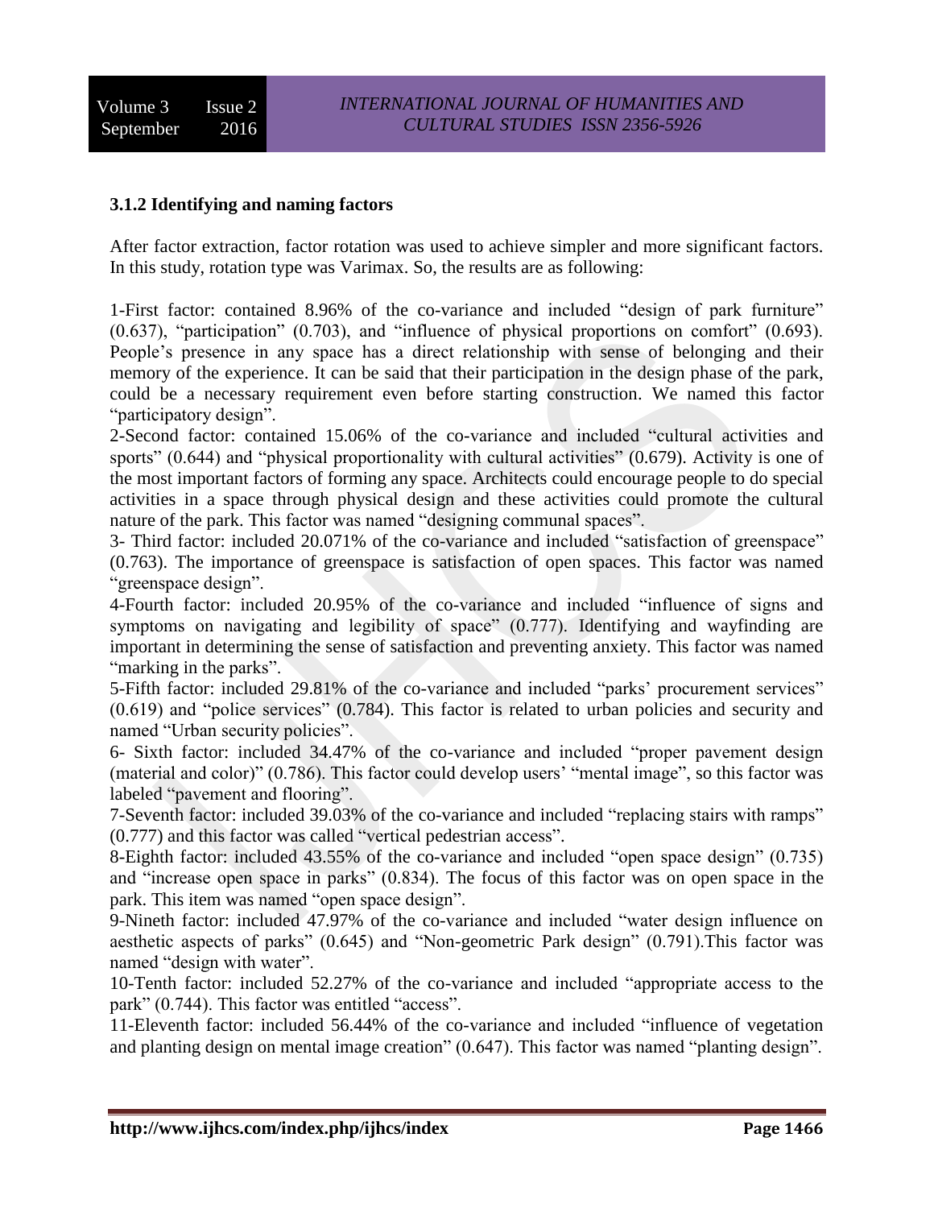### 3.1.2 Identifying and naming factors

After factor extraction, factor rotation was used to achieve simpler and more significant factors. In this study, rotation type was Varimax. So, the results are as following:

1-First factor: contained 8.96% of the co-variance and included "design of park furniture" (0.637), "participation" (0.703), and "influence of physical proportions on comfort" (0.693). People's presence in any space has a direct relationship with sense of belonging and their memory of the experience. It can be said that their participation in the design phase of the park, could be a necessary requirement even before starting construction. We named this factor "participatory design".

2-Second factor: contained 15.06% of the co-variance and included "cultural activities and sports" (0.644) and "physical proportionality with cultural activities" (0.679). Activity is one of the most important factors of forming any space. Architects could encourage people to do special activities in a space through physical design and these activities could promote the cultural nature of the park. This factor was named "designing communal spaces".

3- Third factor: included 20.071% of the co-variance and included "satisfaction of greenspace" (0.763). The importance of greenspace is satisfaction of open spaces. This factor was named "greenspace design".

4-Fourth factor: included 20.95% of the co-variance and included "influence of signs and symptoms on navigating and legibility of space" (0.777). Identifying and wayfinding are important in determining the sense of satisfaction and preventing anxiety. This factor was named "marking in the parks".

5-Fifth factor: included 29.81% of the co-variance and included "parks' procurement services" (0.619) and "police services" (0.784). This factor is related to urban policies and security and named "Urban security policies".

6- Sixth factor: included 34.47% of the co-variance and included "proper pavement design (material and color)" (0.786). This factor could develop users' "mental image", so this factor was labeled "pavement and flooring".

7-Seventh factor: included 39.03% of the co-variance and included "replacing stairs with ramps" (0.777) and this factor was called "vertical pedestrian access".

8-Eighth factor: included 43.55% of the co-variance and included "open space design" (0.735) and "increase open space in parks" (0.834). The focus of this factor was on open space in the park. This item was named "open space design".

9-Nineth factor: included 47.97% of the co-variance and included "water design influence on aesthetic aspects of parks" (0.645) and "Non-geometric Park design" (0.791).This factor was named "design with water".

10-Tenth factor: included 52.27% of the co-variance and included "appropriate access to the park" (0.744). This factor was entitled "access".

11-Eleventh factor: included 56.44% of the co-variance and included "influence of vegetation and planting design on mental image creation" (0.647). This factor was named "planting design".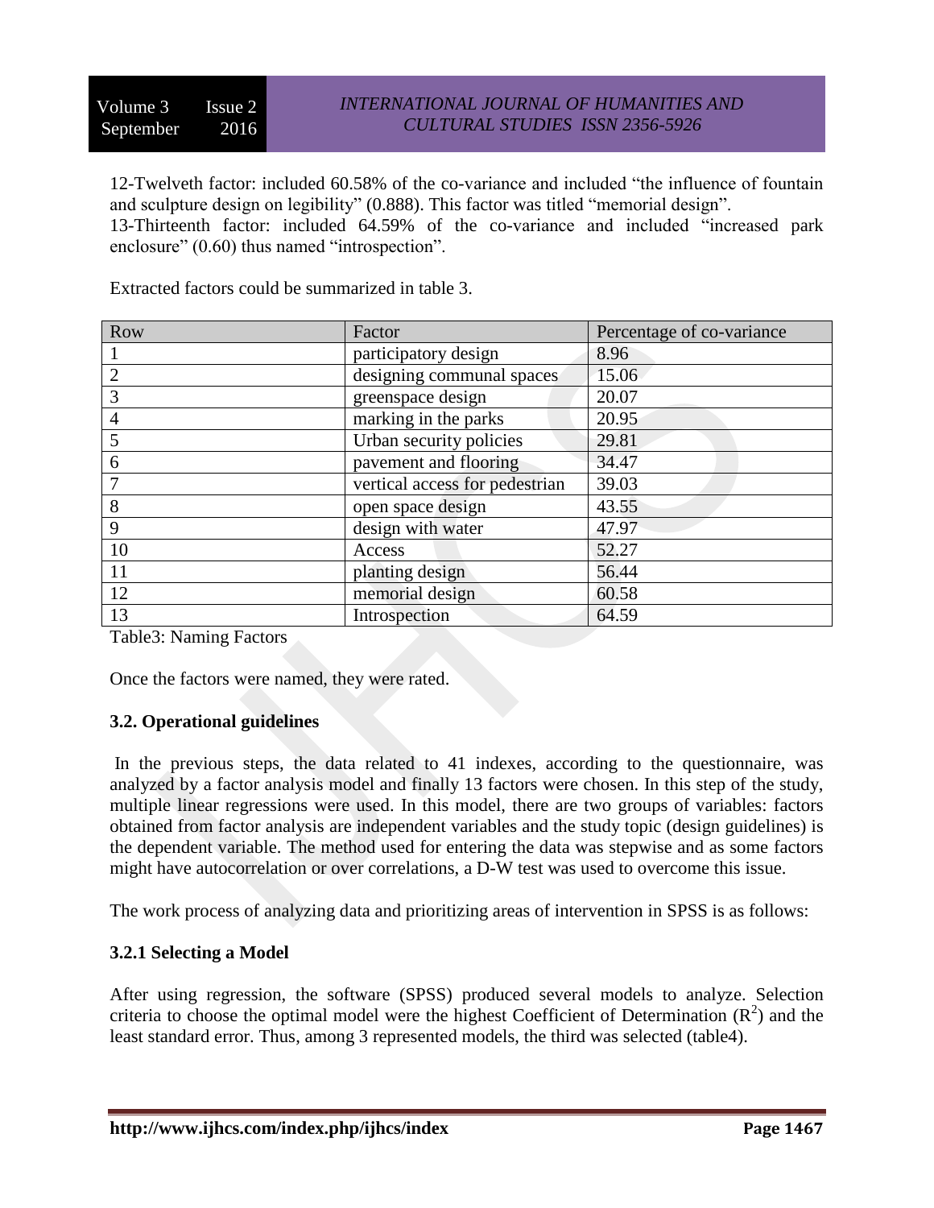12-Twelveth factor: included 60.58% of the co-variance and included "the influence of fountain and sculpture design on legibility" (0.888). This factor was titled "memorial design".
13-Thirteenth factor: included 64.59% of the co-variance and included "increased park enclosure" (0.60) thus named "introspection".

Extracted factors could be summarized in table 3.

| Row | Factor | Percentage of co-variance |
|---|---|---|
| 1 | participatory design | 8.96 |
| 2 | designing communal spaces | 15.06 |
| 3 | greenspace design | 20.07 |
| 4 | marking in the parks | 20.95 |
| 5 | Urban security policies | 29.81 |
| 6 | pavement and flooring | 34.47 |
| 7 | vertical access for pedestrian | 39.03 |
| 8 | open space design | 43.55 |
| 9 | design with water | 47.97 |
| 10 | Access | 52.27 |
| 11 | planting design | 56.44 |
| 12 | memorial design | 60.58 |
| 13 | Introspection | 64.59 |

Table3: Naming Factors

Once the factors were named, they were rated.

### 3.2. Operational guidelines

In the previous steps, the data related to 41 indexes, according to the questionnaire, was analyzed by a factor analysis model and finally 13 factors were chosen. In this step of the study, multiple linear regressions were used. In this model, there are two groups of variables: factors obtained from factor analysis are independent variables and the study topic (design guidelines) is the dependent variable. The method used for entering the data was stepwise and as some factors might have autocorrelation or over correlations, a D-W test was used to overcome this issue.

The work process of analyzing data and prioritizing areas of intervention in SPSS is as follows:

#### 3.2.1 Selecting a Model

After using regression, the software (SPSS) produced several models to analyze. Selection criteria to choose the optimal model were the highest Coefficient of Determination ($R^2$) and the least standard error. Thus, among 3 represented models, the third was selected (table4).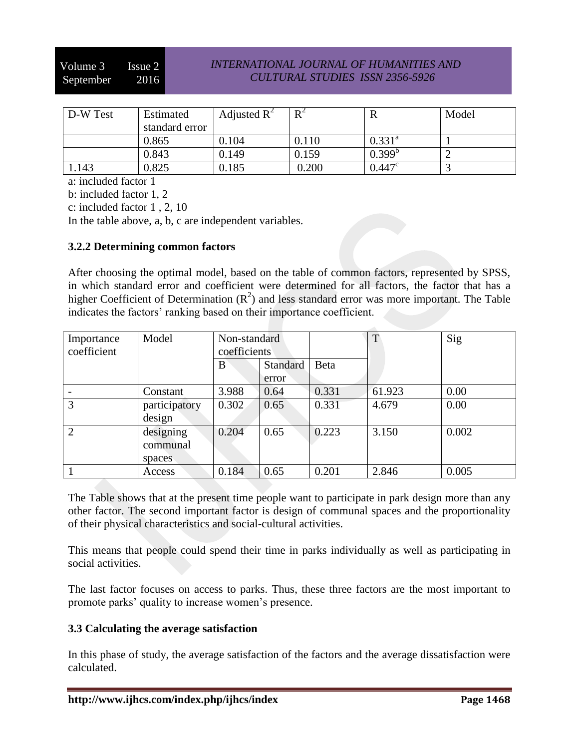| D-W Test | Estimated standard error | Adjusted $R^2$ | $R^2$ | R | Model |
|---|---|---|---|---|---|
| | 0.865 | 0.104 | 0.110 | 0.331[a] | 1 |
| | 0.843 | 0.149 | 0.159 | 0.399[b] | 2 |
| 1.143 | 0.825 | 0.185 | 0.200 | 0.447[c] | 3 |

a: included factor 1

b: included factor 1, 2

c: included factor 1 , 2, 10

In the table above, a, b, c are independent variables.

### 3.2.2 Determining common factors

After choosing the optimal model, based on the table of common factors, represented by SPSS, in which standard error and coefficient were determined for all factors, the factor that has a higher Coefficient of Determination ($R^2$) and less standard error was more important. The Table indicates the factors' ranking based on their importance coefficient.

| Importance coefficient | Model | Non-standard coefficients | | | T | Sig |
|---|---|---|---|---|---|---|
| | | B | Standard error | Beta | | |
| - | Constant | 3.988 | 0.64 | 0.331 | 61.923 | 0.00 |
| 3 | participatory design | 0.302 | 0.65 | 0.331 | 4.679 | 0.00 |
| 2 | designing communal spaces | 0.204 | 0.65 | 0.223 | 3.150 | 0.002 |
| 1 | Access | 0.184 | 0.65 | 0.201 | 2.846 | 0.005 |

The Table shows that at the present time people want to participate in park design more than any other factor. The second important factor is design of communal spaces and the proportionality of their physical characteristics and social-cultural activities.

This means that people could spend their time in parks individually as well as participating in social activities.

The last factor focuses on access to parks. Thus, these three factors are the most important to promote parks' quality to increase women's presence.

### 3.3 Calculating the average satisfaction

In this phase of study, the average satisfaction of the factors and the average dissatisfaction were calculated.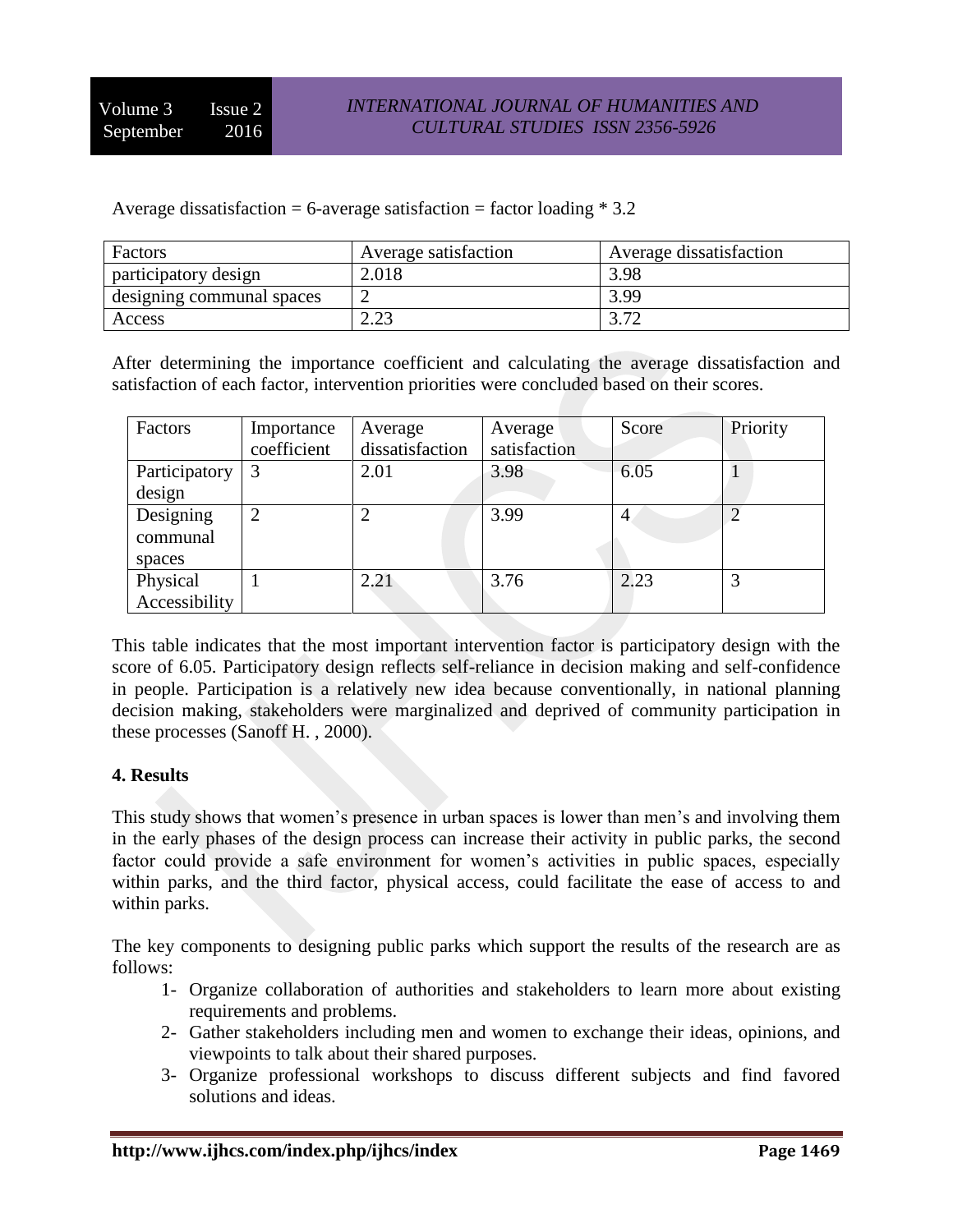Average dissatisfaction = 6-average satisfaction = factor loading * 3.2

| Factors | Average satisfaction | Average dissatisfaction |
|---|---|---|
| participatory design | 2.018 | 3.98 |
| designing communal spaces | 2 | 3.99 |
| Access | 2.23 | 3.72 |

After determining the importance coefficient and calculating the average dissatisfaction and satisfaction of each factor, intervention priorities were concluded based on their scores.

| Factors | Importance coefficient | Average dissatisfaction | Average satisfaction | Score | Priority |
|---|---|---|---|---|---|
| Participatory design | 3 | 2.01 | 3.98 | 6.05 | 1 |
| Designing communal spaces | 2 | 2 | 3.99 | 4 | 2 |
| Physical Accessibility | 1 | 2.21 | 3.76 | 2.23 | 3 |

This table indicates that the most important intervention factor is participatory design with the score of 6.05. Participatory design reflects self-reliance in decision making and self-confidence in people. Participation is a relatively new idea because conventionally, in national planning decision making, stakeholders were marginalized and deprived of community participation in these processes (Sanoff H. , 2000).

## 4. Results

This study shows that women's presence in urban spaces is lower than men's and involving them in the early phases of the design process can increase their activity in public parks, the second factor could provide a safe environment for women's activities in public spaces, especially within parks, and the third factor, physical access, could facilitate the ease of access to and within parks.

The key components to designing public parks which support the results of the research are as follows:

1- Organize collaboration of authorities and stakeholders to learn more about existing requirements and problems.
2- Gather stakeholders including men and women to exchange their ideas, opinions, and viewpoints to talk about their shared purposes.
3- Organize professional workshops to discuss different subjects and find favored solutions and ideas.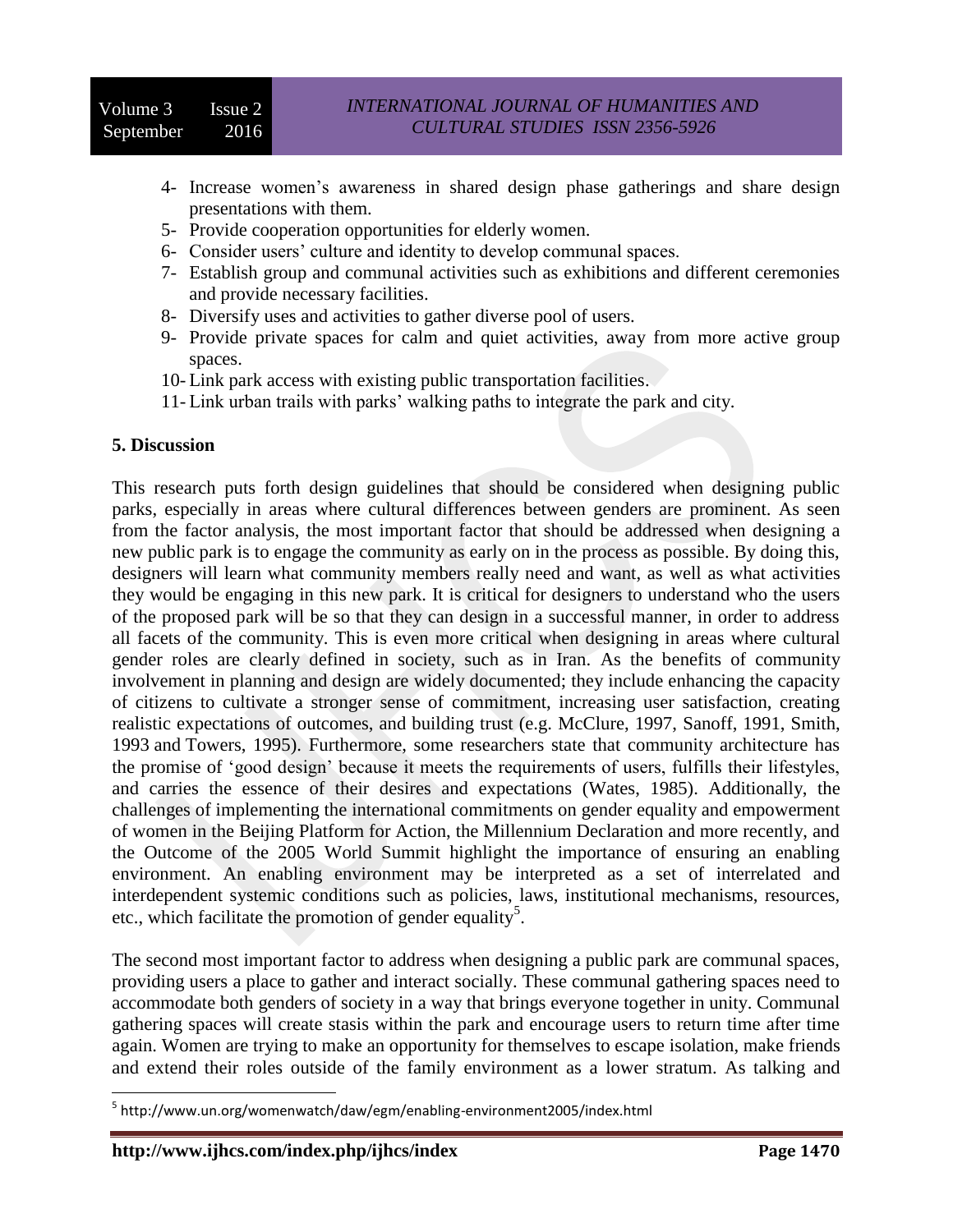4- Increase women's awareness in shared design phase gatherings and share design presentations with them.
5- Provide cooperation opportunities for elderly women.
6- Consider users' culture and identity to develop communal spaces.
7- Establish group and communal activities such as exhibitions and different ceremonies and provide necessary facilities.
8- Diversify uses and activities to gather diverse pool of users.
9- Provide private spaces for calm and quiet activities, away from more active group spaces.
10- Link park access with existing public transportation facilities.
11- Link urban trails with parks' walking paths to integrate the park and city.

## 5. Discussion

This research puts forth design guidelines that should be considered when designing public parks, especially in areas where cultural differences between genders are prominent. As seen from the factor analysis, the most important factor that should be addressed when designing a new public park is to engage the community as early on in the process as possible. By doing this, designers will learn what community members really need and want, as well as what activities they would be engaging in this new park. It is critical for designers to understand who the users of the proposed park will be so that they can design in a successful manner, in order to address all facets of the community. This is even more critical when designing in areas where cultural gender roles are clearly defined in society, such as in Iran. As the benefits of community involvement in planning and design are widely documented; they include enhancing the capacity of citizens to cultivate a stronger sense of commitment, increasing user satisfaction, creating realistic expectations of outcomes, and building trust (e.g. McClure, 1997, Sanoff, 1991, Smith, 1993 and Towers, 1995). Furthermore, some researchers state that community architecture has the promise of 'good design' because it meets the requirements of users, fulfills their lifestyles, and carries the essence of their desires and expectations (Wates, 1985). Additionally, the challenges of implementing the international commitments on gender equality and empowerment of women in the Beijing Platform for Action, the Millennium Declaration and more recently, and the Outcome of the 2005 World Summit highlight the importance of ensuring an enabling environment. An enabling environment may be interpreted as a set of interrelated and interdependent systemic conditions such as policies, laws, institutional mechanisms, resources, etc., which facilitate the promotion of gender equality[5].

The second most important factor to address when designing a public park are communal spaces, providing users a place to gather and interact socially. These communal gathering spaces need to accommodate both genders of society in a way that brings everyone together in unity. Communal gathering spaces will create stasis within the park and encourage users to return time after time again. Women are trying to make an opportunity for themselves to escape isolation, make friends and extend their roles outside of the family environment as a lower stratum. As talking and

---

[5] http://www.un.org/womenwatch/daw/egm/enabling-environment2005/index.html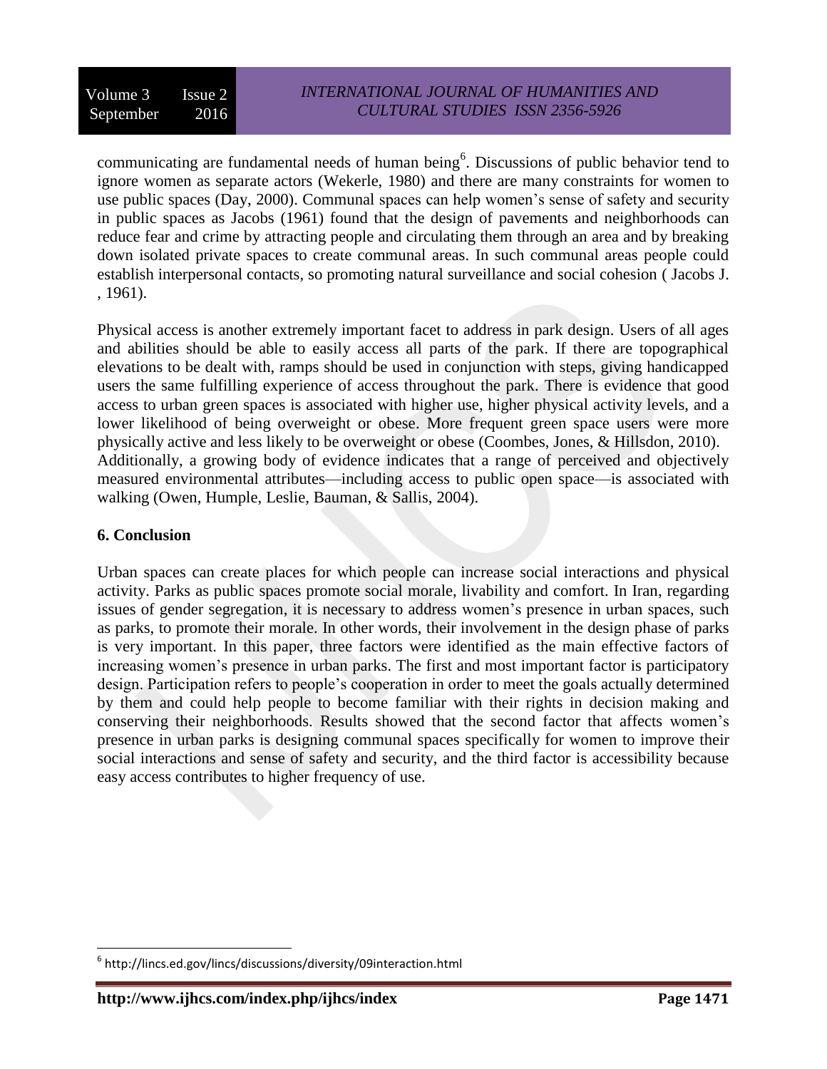communicating are fundamental needs of human being[6]. Discussions of public behavior tend to ignore women as separate actors (Wekerle, 1980) and there are many constraints for women to use public spaces (Day, 2000). Communal spaces can help women's sense of safety and security in public spaces as Jacobs (1961) found that the design of pavements and neighborhoods can reduce fear and crime by attracting people and circulating them through an area and by breaking down isolated private spaces to create communal areas. In such communal areas people could establish interpersonal contacts, so promoting natural surveillance and social cohesion ( Jacobs J. , 1961).

Physical access is another extremely important facet to address in park design. Users of all ages and abilities should be able to easily access all parts of the park. If there are topographical elevations to be dealt with, ramps should be used in conjunction with steps, giving handicapped users the same fulfilling experience of access throughout the park. There is evidence that good access to urban green spaces is associated with higher use, higher physical activity levels, and a lower likelihood of being overweight or obese. More frequent green space users were more physically active and less likely to be overweight or obese (Coombes, Jones, & Hillsdon, 2010). Additionally, a growing body of evidence indicates that a range of perceived and objectively measured environmental attributes—including access to public open space—is associated with walking (Owen, Humple, Leslie, Bauman, & Sallis, 2004).

## 6. Conclusion

Urban spaces can create places for which people can increase social interactions and physical activity. Parks as public spaces promote social morale, livability and comfort. In Iran, regarding issues of gender segregation, it is necessary to address women's presence in urban spaces, such as parks, to promote their morale. In other words, their involvement in the design phase of parks is very important. In this paper, three factors were identified as the main effective factors of increasing women's presence in urban parks. The first and most important factor is participatory design. Participation refers to people's cooperation in order to meet the goals actually determined by them and could help people to become familiar with their rights in decision making and conserving their neighborhoods. Results showed that the second factor that affects women's presence in urban parks is designing communal spaces specifically for women to improve their social interactions and sense of safety and security, and the third factor is accessibility because easy access contributes to higher frequency of use.

[6] http://lincs.ed.gov/lincs/discussions/diversity/09interaction.html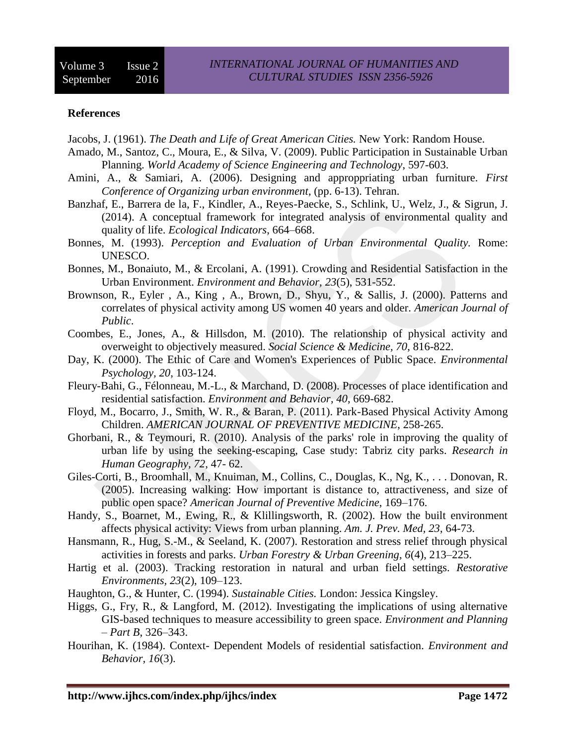**References**

Jacobs, J. (1961). *The Death and Life of Great American Cities.* New York: Random House.

Amado, M., Santoz, C., Moura, E., & Silva, V. (2009). Public Participation in Sustainable Urban Planning. *World Academy of Science Engineering and Technology*, 597-603.

Amini, A., & Samiari, A. (2006). Designing and approppriating urban furniture. *First Conference of Organizing urban environment*, (pp. 6-13). Tehran.

Banzhaf, E., Barrera de la, F., Kindler, A., Reyes-Paecke, S., Schlink, U., Welz, J., & Sigrun, J. (2014). A conceptual framework for integrated analysis of environmental quality and quality of life. *Ecological Indicators*, 664–668.

Bonnes, M. (1993). *Perception and Evaluation of Urban Environmental Quality.* Rome: UNESCO.

Bonnes, M., Bonaiuto, M., & Ercolani, A. (1991). Crowding and Residential Satisfaction in the Urban Environment. *Environment and Behavior, 23*(5), 531-552.

Brownson, R., Eyler , A., King , A., Brown, D., Shyu, Y., & Sallis, J. (2000). Patterns and correlates of physical activity among US women 40 years and older. *American Journal of Public*.

Coombes, E., Jones, A., & Hillsdon, M. (2010). The relationship of physical activity and overweight to objectively measured. *Social Science & Medicine, 70*, 816-822.

Day, K. (2000). The Ethic of Care and Women's Experiences of Public Space. *Environmental Psychology, 20*, 103-124.

Fleury-Bahi, G., Félonneau, M.-L., & Marchand, D. (2008). Processes of place identification and residential satisfaction. *Environment and Behavior, 40*, 669-682.

Floyd, M., Bocarro, J., Smith, W. R., & Baran, P. (2011). Park-Based Physical Activity Among Children. *AMERICAN JOURNAL OF PREVENTIVE MEDICINE*, 258-265.

Ghorbani, R., & Teymouri, R. (2010). Analysis of the parks' role in improving the quality of urban life by using the seeking-escaping, Case study: Tabriz city parks. *Research in Human Geography, 72*, 47- 62.

Giles-Corti, B., Broomhall, M., Knuiman, M., Collins, C., Douglas, K., Ng, K., . . . Donovan, R. (2005). Increasing walking: How important is distance to, attractiveness, and size of public open space? *American Journal of Preventive Medicine*, 169–176.

Handy, S., Boarnet, M., Ewing, R., & Klillingsworth, R. (2002). How the built environment affects physical activity: Views from urban planning. *Am. J. Prev. Med, 23*, 64-73.

Hansmann, R., Hug, S.-M., & Seeland, K. (2007). Restoration and stress relief through physical activities in forests and parks. *Urban Forestry & Urban Greening, 6*(4), 213–225.

Hartig et al. (2003). Tracking restoration in natural and urban field settings. *Restorative Environments, 23*(2), 109–123.

Haughton, G., & Hunter, C. (1994). *Sustainable Cities.* London: Jessica Kingsley.

Higgs, G., Fry, R., & Langford, M. (2012). Investigating the implications of using alternative GIS-based techniques to measure accessibility to green space. *Environment and Planning – Part B*, 326–343.

Hourihan, K. (1984). Context- Dependent Models of residential satisfaction. *Environment and Behavior, 16*(3).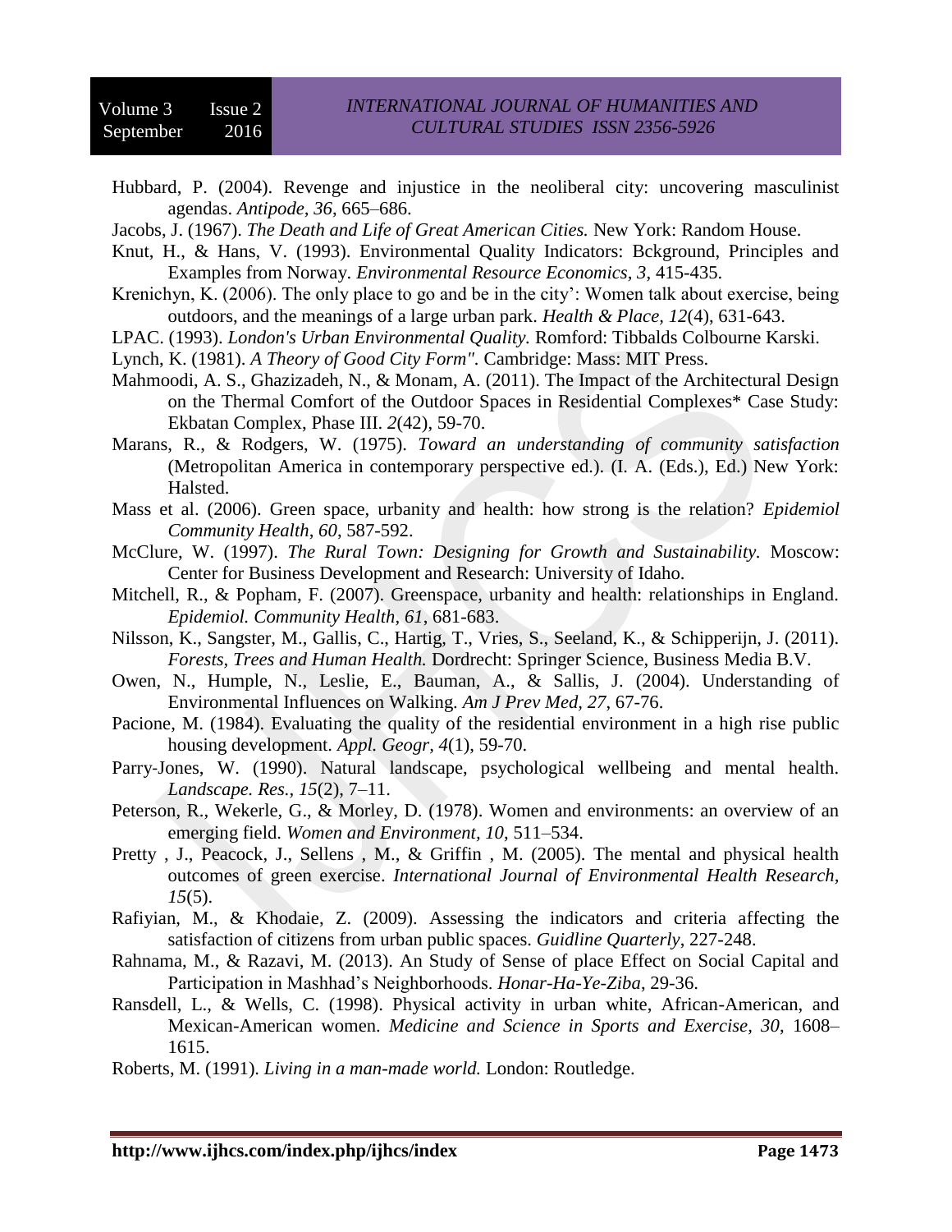Hubbard, P. (2004). Revenge and injustice in the neoliberal city: uncovering masculinist agendas. *Antipode, 36*, 665–686.

Jacobs, J. (1967). *The Death and Life of Great American Cities.* New York: Random House.

Knut, H., & Hans, V. (1993). Environmental Quality Indicators: Bckground, Principles and Examples from Norway. *Environmental Resource Economics, 3*, 415-435.

Krenichyn, K. (2006). The only place to go and be in the city': Women talk about exercise, being outdoors, and the meanings of a large urban park. *Health & Place, 12*(4), 631-643.

LPAC. (1993). *London's Urban Environmental Quality.* Romford: Tibbalds Colbourne Karski.

Lynch, K. (1981). *A Theory of Good City Form".* Cambridge: Mass: MIT Press.

Mahmoodi, A. S., Ghazizadeh, N., & Monam, A. (2011). The Impact of the Architectural Design on the Thermal Comfort of the Outdoor Spaces in Residential Complexes* Case Study: Ekbatan Complex, Phase III. *2*(42), 59-70.

Marans, R., & Rodgers, W. (1975). *Toward an understanding of community satisfaction* (Metropolitan America in contemporary perspective ed.). (I. A. (Eds.), Ed.) New York: Halsted.

Mass et al. (2006). Green space, urbanity and health: how strong is the relation? *Epidemiol Community Health, 60*, 587-592.

McClure, W. (1997). *The Rural Town: Designing for Growth and Sustainability.* Moscow: Center for Business Development and Research: University of Idaho.

Mitchell, R., & Popham, F. (2007). Greenspace, urbanity and health: relationships in England. *Epidemiol. Community Health, 61*, 681-683.

Nilsson, K., Sangster, M., Gallis, C., Hartig, T., Vries, S., Seeland, K., & Schipperijn, J. (2011). *Forests, Trees and Human Health.* Dordrecht: Springer Science, Business Media B.V.

Owen, N., Humple, N., Leslie, E., Bauman, A., & Sallis, J. (2004). Understanding of Environmental Influences on Walking. *Am J Prev Med, 27*, 67-76.

Pacione, M. (1984). Evaluating the quality of the residential environment in a high rise public housing development. *Appl. Geogr, 4*(1), 59-70.

Parry-Jones, W. (1990). Natural landscape, psychological wellbeing and mental health. *Landscape. Res., 15*(2), 7–11.

Peterson, R., Wekerle, G., & Morley, D. (1978). Women and environments: an overview of an emerging field. *Women and Environment, 10*, 511–534.

Pretty , J., Peacock, J., Sellens , M., & Griffin , M. (2005). The mental and physical health outcomes of green exercise. *International Journal of Environmental Health Research, 15*(5).

Rafiyian, M., & Khodaie, Z. (2009). Assessing the indicators and criteria affecting the satisfaction of citizens from urban public spaces. *Guidline Quarterly*, 227-248.

Rahnama, M., & Razavi, M. (2013). An Study of Sense of place Effect on Social Capital and Participation in Mashhad's Neighborhoods. *Honar-Ha-Ye-Ziba*, 29-36.

Ransdell, L., & Wells, C. (1998). Physical activity in urban white, African-American, and Mexican-American women. *Medicine and Science in Sports and Exercise, 30*, 1608–1615.

Roberts, M. (1991). *Living in a man-made world.* London: Routledge.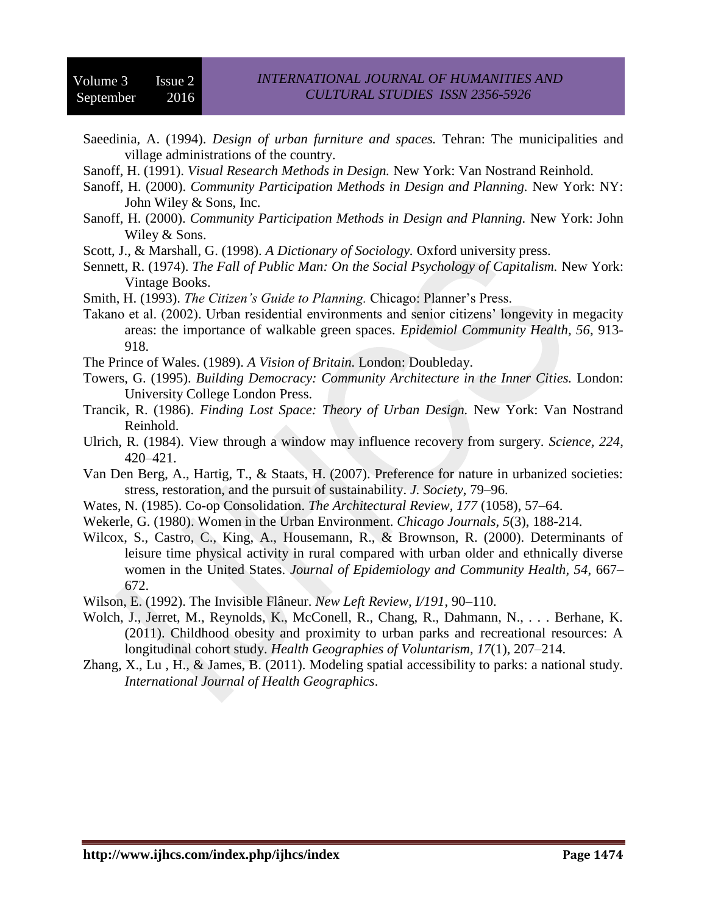Saeedinia, A. (1994). *Design of urban furniture and spaces.* Tehran: The municipalities and village administrations of the country.

Sanoff, H. (1991). *Visual Research Methods in Design.* New York: Van Nostrand Reinhold.

Sanoff, H. (2000). *Community Participation Methods in Design and Planning.* New York: NY: John Wiley & Sons, Inc.

Sanoff, H. (2000). *Community Participation Methods in Design and Planning.* New York: John Wiley & Sons.

Scott, J., & Marshall, G. (1998). *A Dictionary of Sociology.* Oxford university press.

Sennett, R. (1974). *The Fall of Public Man: On the Social Psychology of Capitalism.* New York: Vintage Books.

Smith, H. (1993). *The Citizen's Guide to Planning.* Chicago: Planner's Press.

Takano et al. (2002). Urban residential environments and senior citizens' longevity in megacity areas: the importance of walkable green spaces. *Epidemiol Community Health, 56*, 913-918.

The Prince of Wales. (1989). *A Vision of Britain.* London: Doubleday.

Towers, G. (1995). *Building Democracy: Community Architecture in the Inner Cities.* London: University College London Press.

Trancik, R. (1986). *Finding Lost Space: Theory of Urban Design.* New York: Van Nostrand Reinhold.

Ulrich, R. (1984). View through a window may influence recovery from surgery. *Science, 224*, 420–421.

Van Den Berg, A., Hartig, T., & Staats, H. (2007). Preference for nature in urbanized societies: stress, restoration, and the pursuit of sustainability. *J. Society*, 79–96.

Wates, N. (1985). Co-op Consolidation. *The Architectural Review, 177* (1058), 57–64.

Wekerle, G. (1980). Women in the Urban Environment. *Chicago Journals, 5*(3), 188-214.

Wilcox, S., Castro, C., King, A., Housemann, R., & Brownson, R. (2000). Determinants of leisure time physical activity in rural compared with urban older and ethnically diverse women in the United States. *Journal of Epidemiology and Community Health, 54*, 667–672.

Wilson, E. (1992). The Invisible Flâneur. *New Left Review, I/191*, 90–110.

Wolch, J., Jerret, M., Reynolds, K., McConell, R., Chang, R., Dahmann, N., . . . Berhane, K. (2011). Childhood obesity and proximity to urban parks and recreational resources: A longitudinal cohort study. *Health Geographies of Voluntarism, 17*(1), 207–214.

Zhang, X., Lu , H., & James, B. (2011). Modeling spatial accessibility to parks: a national study. *International Journal of Health Geographics*.